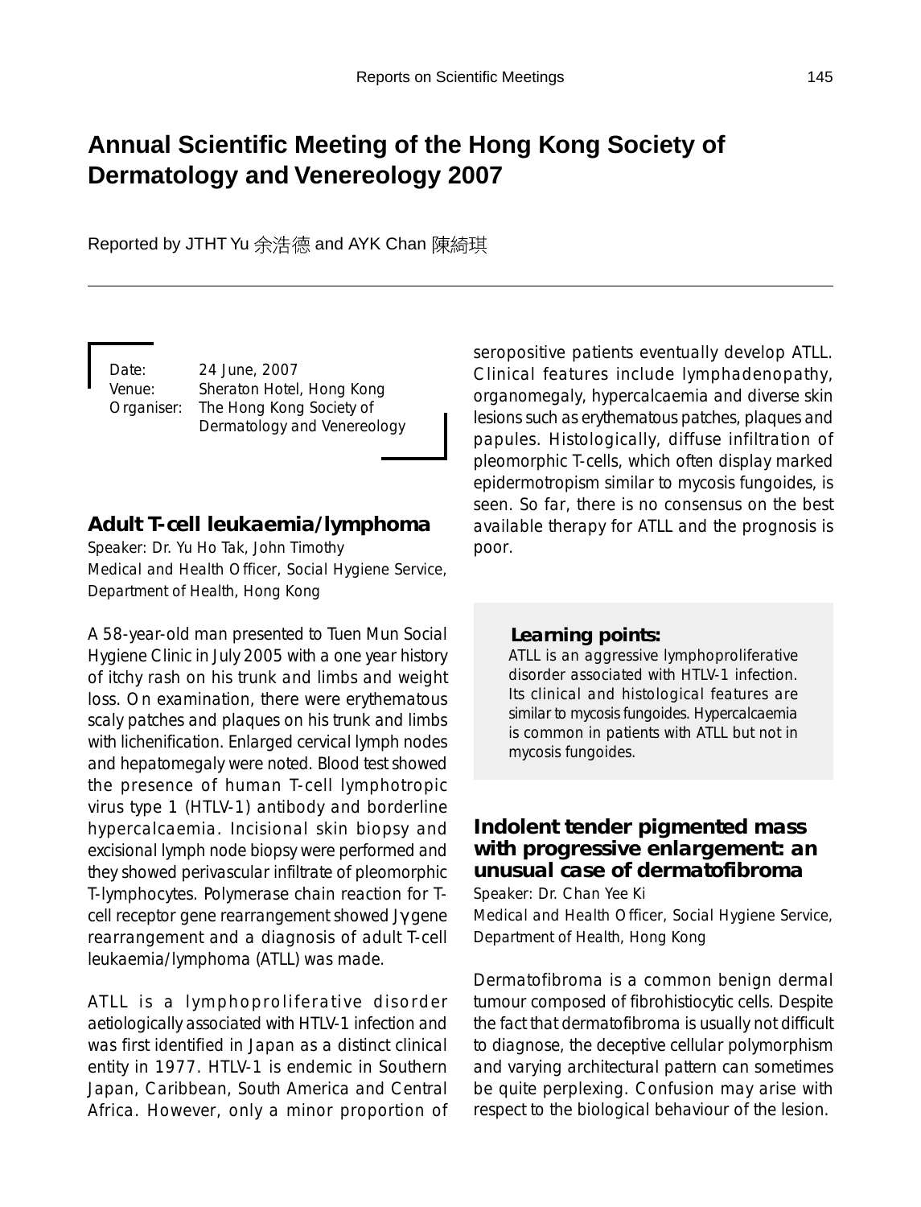# Annual Scientific Meeting of the Hong Kong Society of Dermatology and Venereology 2007

Reported by JTHT Yu 余浩德 and AYK Chan 陳綺琪

Date: 24 June, 2007
Venue: Sheraton Hotel, Hong Kong
Organiser: The Hong Kong Society of Dermatology and Venereology

## Adult T-cell leukaemia/lymphoma

Speaker: Dr. Yu Ho Tak, John Timothy
Medical and Health Officer, Social Hygiene Service, Department of Health, Hong Kong

A 58-year-old man presented to Tuen Mun Social Hygiene Clinic in July 2005 with a one year history of itchy rash on his trunk and limbs and weight loss. On examination, there were erythematous scaly patches and plaques on his trunk and limbs with lichenification. Enlarged cervical lymph nodes and hepatomegaly were noted. Blood test showed the presence of human T-cell lymphotropic virus type 1 (HTLV-1) antibody and borderline hypercalcaemia. Incisional skin biopsy and excisional lymph node biopsy were performed and they showed perivascular infiltrate of pleomorphic T-lymphocytes. Polymerase chain reaction for T-cell receptor gene rearrangement showed Jγ gene rearrangement and a diagnosis of adult T-cell leukaemia/lymphoma (ATLL) was made.

ATLL is a lymphoproliferative disorder aetiologically associated with HTLV-1 infection and was first identified in Japan as a distinct clinical entity in 1977. HTLV-1 is endemic in Southern Japan, Caribbean, South America and Central Africa. However, only a minor proportion of seropositive patients eventually develop ATLL. Clinical features include lymphadenopathy, organomegaly, hypercalcaemia and diverse skin lesions such as erythematous patches, plaques and papules. Histologically, diffuse infiltration of pleomorphic T-cells, which often display marked epidermotropism similar to mycosis fungoides, is seen. So far, there is no consensus on the best available therapy for ATLL and the prognosis is poor.

**Learning points:**

ATLL is an aggressive lymphoproliferative disorder associated with HTLV-1 infection. Its clinical and histological features are similar to mycosis fungoides. Hypercalcaemia is common in patients with ATLL but not in mycosis fungoides.

## Indolent tender pigmented mass with progressive enlargement: an unusual case of dermatofibroma

Speaker: Dr. Chan Yee Ki
Medical and Health Officer, Social Hygiene Service, Department of Health, Hong Kong

Dermatofibroma is a common benign dermal tumour composed of fibrohistiocytic cells. Despite the fact that dermatofibroma is usually not difficult to diagnose, the deceptive cellular polymorphism and varying architectural pattern can sometimes be quite perplexing. Confusion may arise with respect to the biological behaviour of the lesion.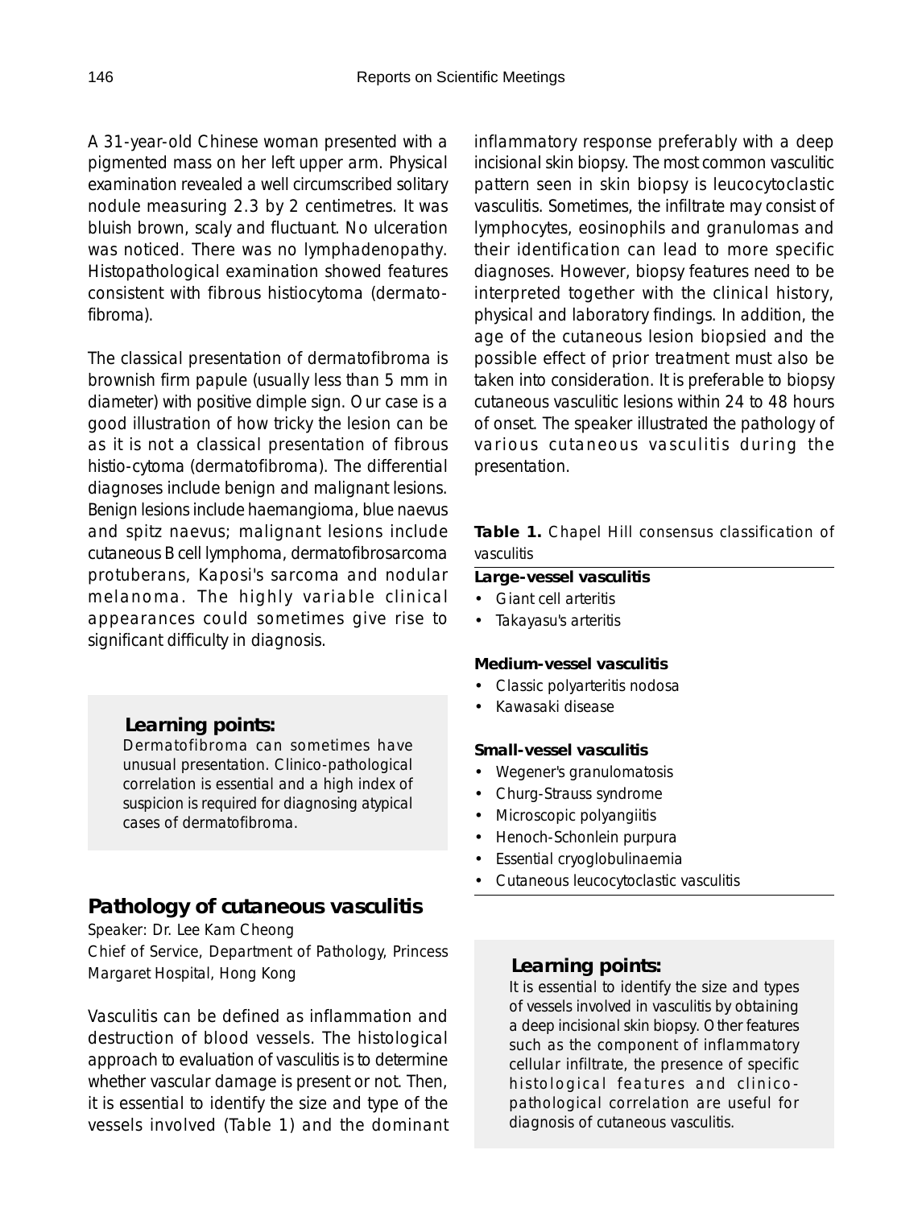A 31-year-old Chinese woman presented with a pigmented mass on her left upper arm. Physical examination revealed a well circumscribed solitary nodule measuring 2.3 by 2 centimetres. It was bluish brown, scaly and fluctuant. No ulceration was noticed. There was no lymphadenopathy. Histopathological examination showed features consistent with fibrous histiocytoma (dermatofibroma).

The classical presentation of dermatofibroma is brownish firm papule (usually less than 5 mm in diameter) with positive dimple sign. Our case is a good illustration of how tricky the lesion can be as it is not a classical presentation of fibrous histio-cytoma (dermatofibroma). The differential diagnoses include benign and malignant lesions. Benign lesions include haemangioma, blue naevus and spitz naevus; malignant lesions include cutaneous B cell lymphoma, dermatofibrosarcoma protuberans, Kaposi's sarcoma and nodular melanoma. The highly variable clinical appearances could sometimes give rise to significant difficulty in diagnosis.

**Learning points:**

Dermatofibroma can sometimes have unusual presentation. Clinico-pathological correlation is essential and a high index of suspicion is required for diagnosing atypical cases of dermatofibroma.

## Pathology of cutaneous vasculitis

Speaker: Dr. Lee Kam Cheong

Chief of Service, Department of Pathology, Princess Margaret Hospital, Hong Kong

Vasculitis can be defined as inflammation and destruction of blood vessels. The histological approach to evaluation of vasculitis is to determine whether vascular damage is present or not. Then, it is essential to identify the size and type of the vessels involved (Table 1) and the dominant inflammatory response preferably with a deep incisional skin biopsy. The most common vasculitic pattern seen in skin biopsy is leucocytoclastic vasculitis. Sometimes, the infiltrate may consist of lymphocytes, eosinophils and granulomas and their identification can lead to more specific diagnoses. However, biopsy features need to be interpreted together with the clinical history, physical and laboratory findings. In addition, the age of the cutaneous lesion biopsied and the possible effect of prior treatment must also be taken into consideration. It is preferable to biopsy cutaneous vasculitic lesions within 24 to 48 hours of onset. The speaker illustrated the pathology of various cutaneous vasculitis during the presentation.

**Table 1.** Chapel Hill consensus classification of vasculitis

**Large-vessel vasculitis**
- Giant cell arteritis
- Takayasu's arteritis

**Medium-vessel vasculitis**
- Classic polyarteritis nodosa
- Kawasaki disease

**Small-vessel vasculitis**
- Wegener's granulomatosis
- Churg-Strauss syndrome
- Microscopic polyangiitis
- Henoch-Schonlein purpura
- Essential cryoglobulinaemia
- Cutaneous leucocytoclastic vasculitis

**Learning points:**

It is essential to identify the size and types of vessels involved in vasculitis by obtaining a deep incisional skin biopsy. Other features such as the component of inflammatory cellular infiltrate, the presence of specific histological features and clinico-pathological correlation are useful for diagnosis of cutaneous vasculitis.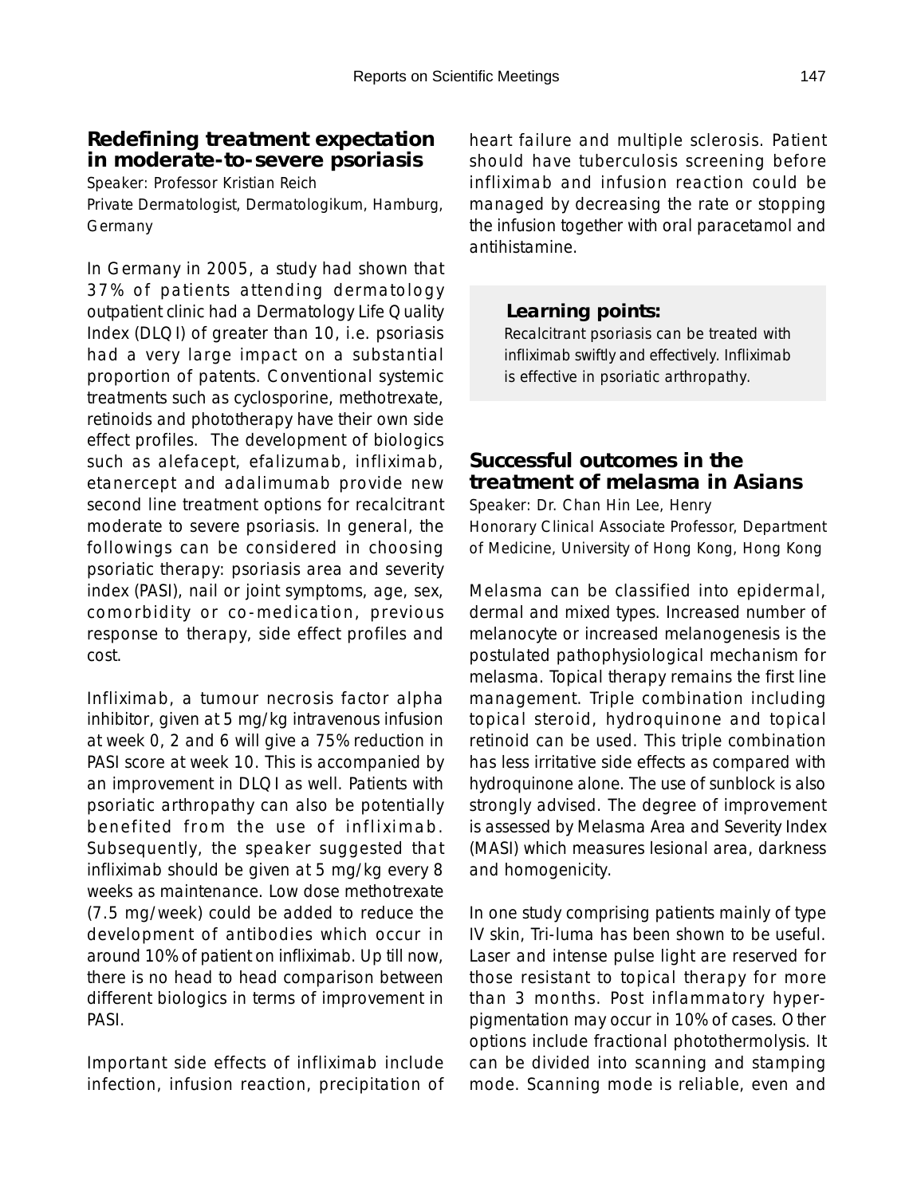## Redefining treatment expectation in moderate-to-severe psoriasis

Speaker: Professor Kristian Reich

Private Dermatologist, Dermatologikum, Hamburg, Germany

In Germany in 2005, a study had shown that 37% of patients attending dermatology outpatient clinic had a Dermatology Life Quality Index (DLQI) of greater than 10, i.e. psoriasis had a very large impact on a substantial proportion of patents. Conventional systemic treatments such as cyclosporine, methotrexate, retinoids and phototherapy have their own side effect profiles. The development of biologics such as alefacept, efalizumab, infliximab, etanercept and adalimumab provide new second line treatment options for recalcitrant moderate to severe psoriasis. In general, the followings can be considered in choosing psoriatic therapy: psoriasis area and severity index (PASI), nail or joint symptoms, age, sex, comorbidity or co-medication, previous response to therapy, side effect profiles and cost.

Infliximab, a tumour necrosis factor alpha inhibitor, given at 5 mg/kg intravenous infusion at week 0, 2 and 6 will give a 75% reduction in PASI score at week 10. This is accompanied by an improvement in DLQI as well. Patients with psoriatic arthropathy can also be potentially benefited from the use of infliximab. Subsequently, the speaker suggested that infliximab should be given at 5 mg/kg every 8 weeks as maintenance. Low dose methotrexate (7.5 mg/week) could be added to reduce the development of antibodies which occur in around 10% of patient on infliximab. Up till now, there is no head to head comparison between different biologics in terms of improvement in PASI.

Important side effects of infliximab include infection, infusion reaction, precipitation of heart failure and multiple sclerosis. Patient should have tuberculosis screening before infliximab and infusion reaction could be managed by decreasing the rate or stopping the infusion together with oral paracetamol and antihistamine.

**Learning points:**

Recalcitrant psoriasis can be treated with infliximab swiftly and effectively. Infliximab is effective in psoriatic arthropathy.

## Successful outcomes in the treatment of melasma in Asians

Speaker: Dr. Chan Hin Lee, Henry

Honorary Clinical Associate Professor, Department of Medicine, University of Hong Kong, Hong Kong

Melasma can be classified into epidermal, dermal and mixed types. Increased number of melanocyte or increased melanogenesis is the postulated pathophysiological mechanism for melasma. Topical therapy remains the first line management. Triple combination including topical steroid, hydroquinone and topical retinoid can be used. This triple combination has less irritative side effects as compared with hydroquinone alone. The use of sunblock is also strongly advised. The degree of improvement is assessed by Melasma Area and Severity Index (MASI) which measures lesional area, darkness and homogenicity.

In one study comprising patients mainly of type IV skin, Tri-luma has been shown to be useful. Laser and intense pulse light are reserved for those resistant to topical therapy for more than 3 months. Post inflammatory hyper-pigmentation may occur in 10% of cases. Other options include fractional photothermolysis. It can be divided into scanning and stamping mode. Scanning mode is reliable, even and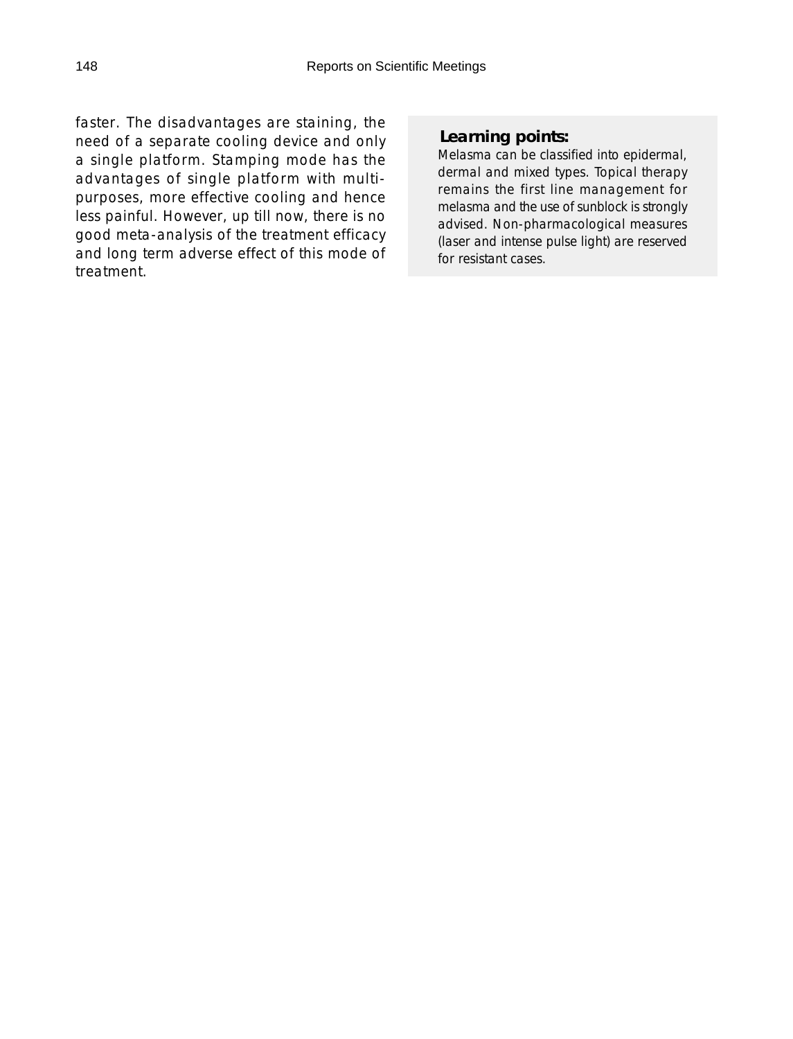faster. The disadvantages are staining, the need of a separate cooling device and only a single platform. Stamping mode has the advantages of single platform with multi-purposes, more effective cooling and hence less painful. However, up till now, there is no good meta-analysis of the treatment efficacy and long term adverse effect of this mode of treatment.

**Learning points:**

Melasma can be classified into epidermal, dermal and mixed types. Topical therapy remains the first line management for melasma and the use of sunblock is strongly advised. Non-pharmacological measures (laser and intense pulse light) are reserved for resistant cases.